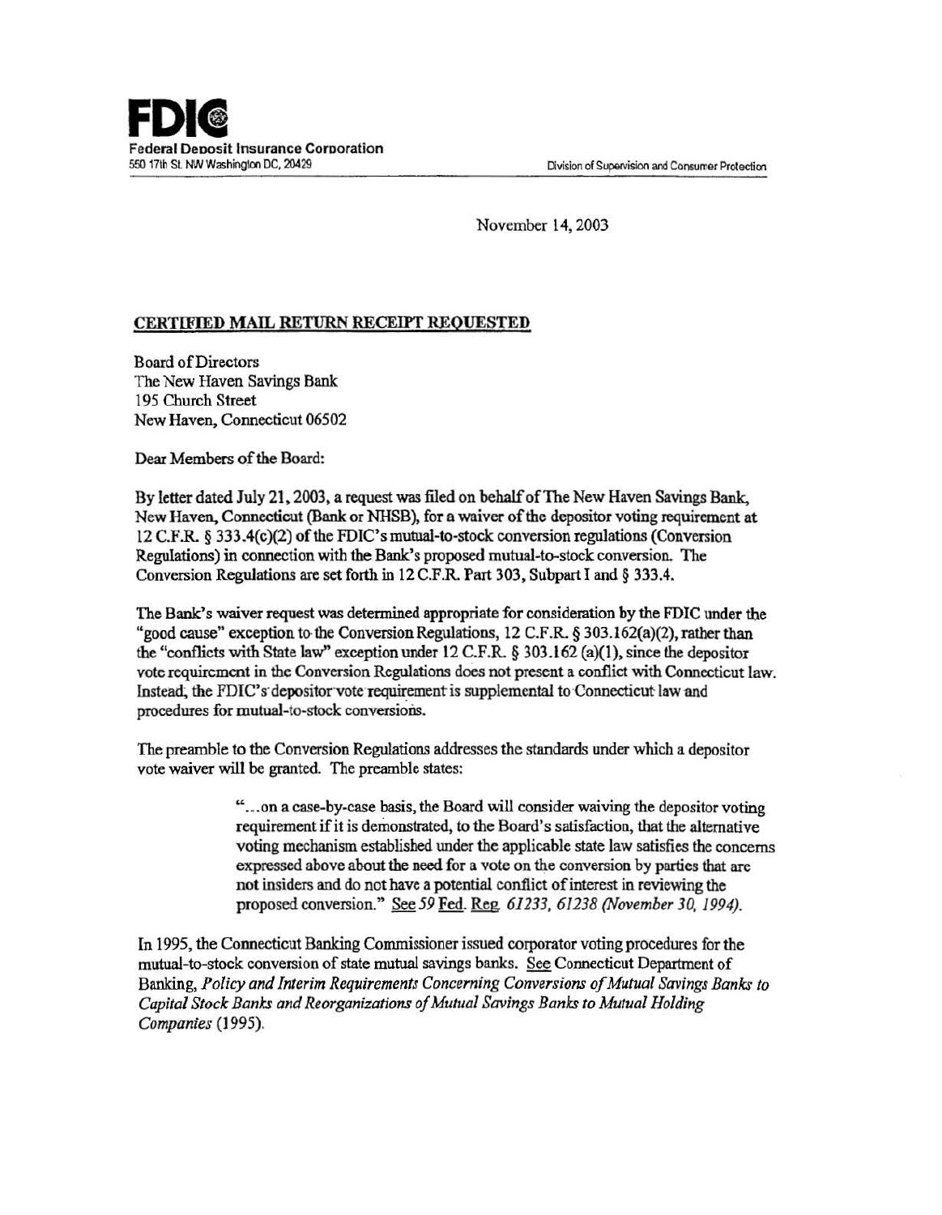**FDIC**
**Federal Deposit Insurance Corporation**
550 17th St. NW Washington DC, 20429

Division of Supervision and Consumer Protection

November 14, 2003

**CERTIFIED MAIL RETURN RECEIPT REQUESTED**

Board of Directors
The New Haven Savings Bank
195 Church Street
New Haven, Connecticut 06502

Dear Members of the Board:

By letter dated July 21, 2003, a request was filed on behalf of The New Haven Savings Bank, New Haven, Connecticut (Bank or NHSB), for a waiver of the depositor voting requirement at 12 C.F.R. § 333.4(c)(2) of the FDIC's mutual-to-stock conversion regulations (Conversion Regulations) in connection with the Bank's proposed mutual-to-stock conversion. The Conversion Regulations are set forth in 12 C.F.R. Part 303, Subpart I and § 333.4.

The Bank's waiver request was determined appropriate for consideration by the FDIC under the "good cause" exception to the Conversion Regulations, 12 C.F.R. § 303.162(a)(2), rather than the "conflicts with State law" exception under 12 C.F.R. § 303.162 (a)(1), since the depositor vote requirement in the Conversion Regulations does not present a conflict with Connecticut law. Instead, the FDIC's depositor vote requirement is supplemental to Connecticut law and procedures for mutual-to-stock conversions.

The preamble to the Conversion Regulations addresses the standards under which a depositor vote waiver will be granted. The preamble states:

> "...on a case-by-case basis, the Board will consider waiving the depositor voting requirement if it is demonstrated, to the Board's satisfaction, that the alternative voting mechanism established under the applicable state law satisfies the concerns expressed above about the need for a vote on the conversion by parties that are not insiders and do not have a potential conflict of interest in reviewing the proposed conversion." See *59* Fed. Reg. *61233, 61238 (November 30, 1994).*

In 1995, the Connecticut Banking Commissioner issued corporator voting procedures for the mutual-to-stock conversion of state mutual savings banks. See Connecticut Department of Banking, *Policy and Interim Requirements Concerning Conversions of Mutual Savings Banks to Capital Stock Banks and Reorganizations of Mutual Savings Banks to Mutual Holding Companies* (1995).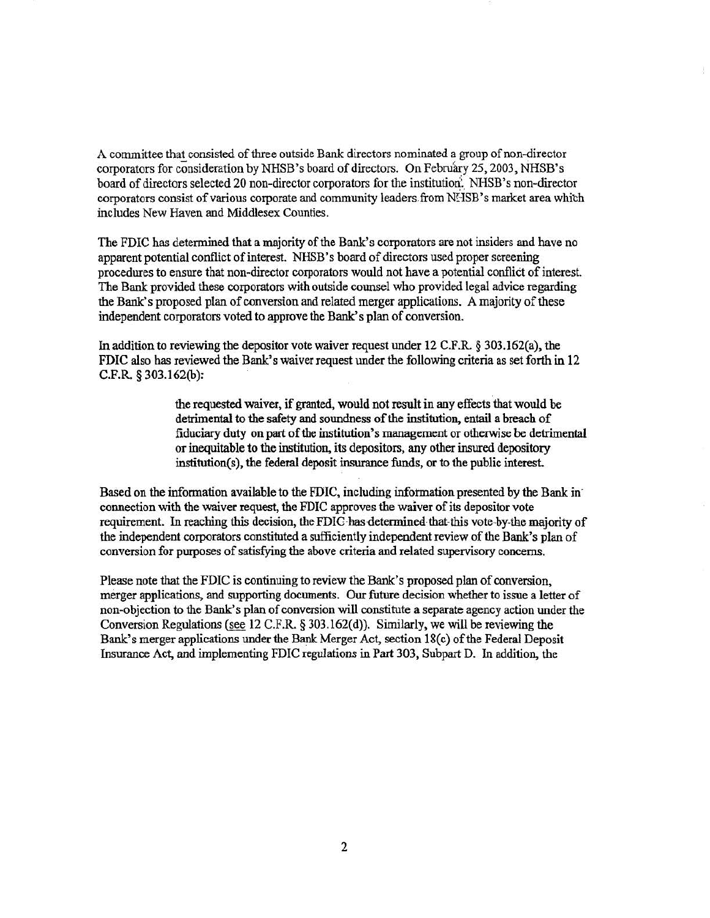A committee that consisted of three outside Bank directors nominated a group of non-director corporators for consideration by NHSB's board of directors. On February 25, 2003, NHSB's board of directors selected 20 non-director corporators for the institution. NHSB's non-director corporators consist of various corporate and community leaders from NHSB's market area which includes New Haven and Middlesex Counties.

The FDIC has determined that a majority of the Bank's corporators are not insiders and have no apparent potential conflict of interest. NHSB's board of directors used proper screening procedures to ensure that non-director corporators would not have a potential conflict of interest. The Bank provided these corporators with outside counsel who provided legal advice regarding the Bank's proposed plan of conversion and related merger applications. A majority of these independent corporators voted to approve the Bank's plan of conversion.

In addition to reviewing the depositor vote waiver request under 12 C.F.R. § 303.162(a), the FDIC also has reviewed the Bank's waiver request under the following criteria as set forth in 12 C.F.R. § 303.162(b):

> the requested waiver, if granted, would not result in any effects that would be detrimental to the safety and soundness of the institution, entail a breach of fiduciary duty on part of the institution's management or otherwise be detrimental or inequitable to the institution, its depositors, any other insured depository institution(s), the federal deposit insurance funds, or to the public interest.

Based on the information available to the FDIC, including information presented by the Bank in connection with the waiver request, the FDIC approves the waiver of its depositor vote requirement. In reaching this decision, the FDIC has determined that this vote by the majority of the independent corporators constituted a sufficiently independent review of the Bank's plan of conversion for purposes of satisfying the above criteria and related supervisory concerns.

Please note that the FDIC is continuing to review the Bank's proposed plan of conversion, merger applications, and supporting documents. Our future decision whether to issue a letter of non-objection to the Bank's plan of conversion will constitute a separate agency action under the Conversion Regulations (see 12 C.F.R. § 303.162(d)). Similarly, we will be reviewing the Bank's merger applications under the Bank Merger Act, section 18(c) of the Federal Deposit Insurance Act, and implementing FDIC regulations in Part 303, Subpart D. In addition, the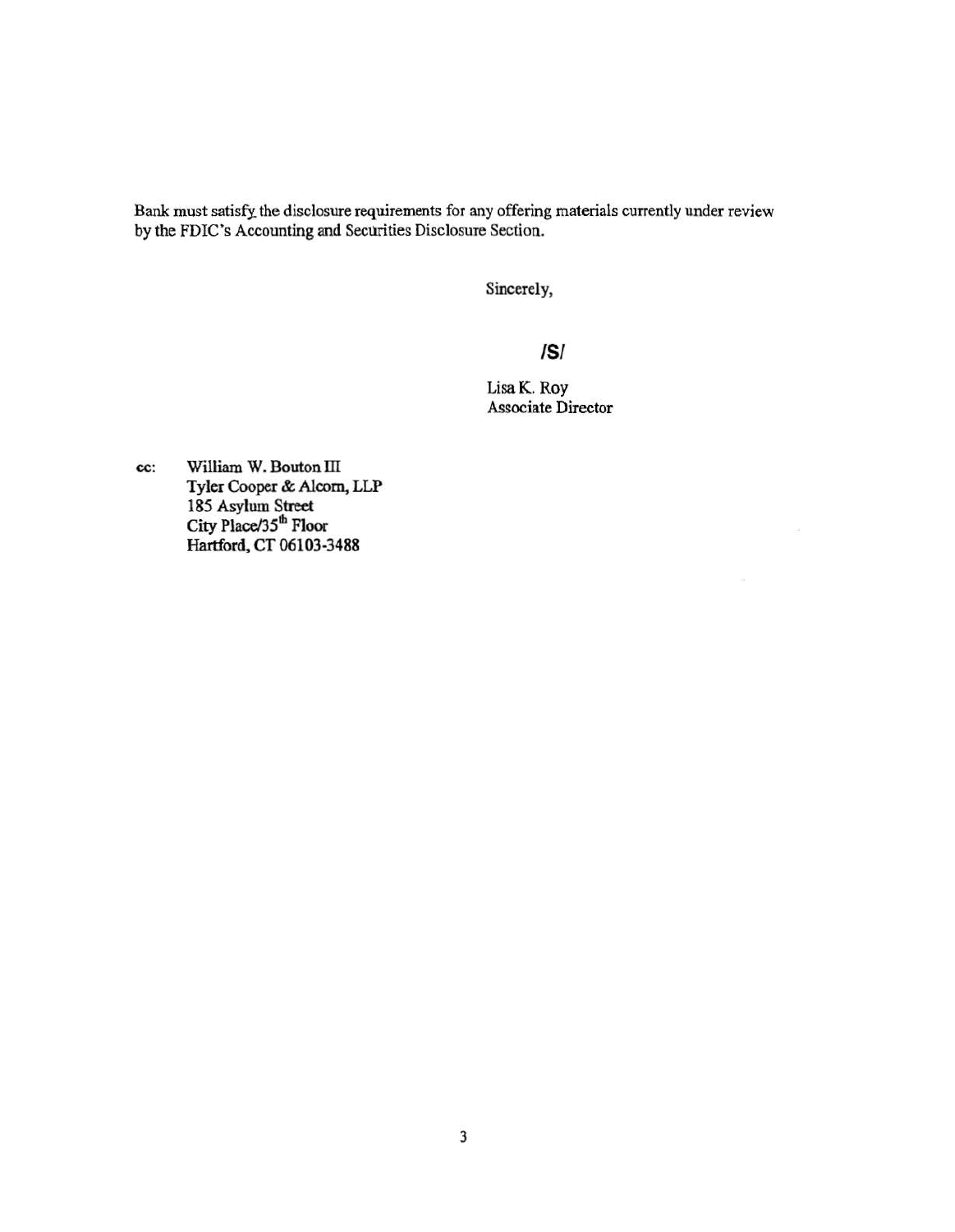Bank must satisfy the disclosure requirements for any offering materials currently under review by the FDIC's Accounting and Securities Disclosure Section.

Sincerely,

**/S/**

Lisa K. Roy
Associate Director

cc: William W. Bouton III
Tyler Cooper & Alcorn, LLP
185 Asylum Street
City Place/35th Floor
Hartford, CT 06103-3488